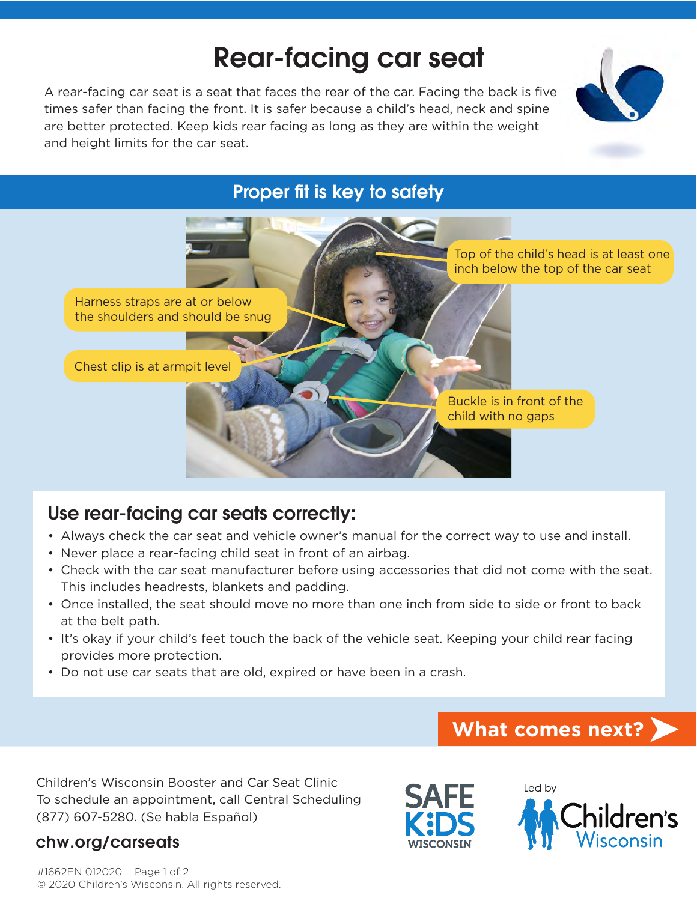# Rear-facing car seat

A rear-facing car seat is a seat that faces the rear of the car. Facing the back is five times safer than facing the front. It is safer because a child's head, neck and spine are better protected. Keep kids rear facing as long as they are within the weight and height limits for the car seat.

## Proper fit is key to safety

- Top of the child's head is at least one inch below the top of the car seat
- Harness straps are at or below the shoulders and should be snug
- Chest clip is at armpit level
- Buckle is in front of the child with no gaps

## Use rear-facing car seats correctly:

- Always check the car seat and vehicle owner's manual for the correct way to use and install.
- Never place a rear-facing child seat in front of an airbag.
- Check with the car seat manufacturer before using accessories that did not come with the seat. This includes headrests, blankets and padding.
- Once installed, the seat should move no more than one inch from side to side or front to back at the belt path.
- It's okay if your child's feet touch the back of the vehicle seat. Keeping your child rear facing provides more protection.
- Do not use car seats that are old, expired or have been in a crash.

**What comes next?**

Children's Wisconsin Booster and Car Seat Clinic
To schedule an appointment, call Central Scheduling (877) 607-5280. (Se habla Español)

**chw.org/carseats**

SAFE KIDS WISCONSIN

Led by Children's Wisconsin

#1662EN 012020

© 2020 Children's Wisconsin. All rights reserved.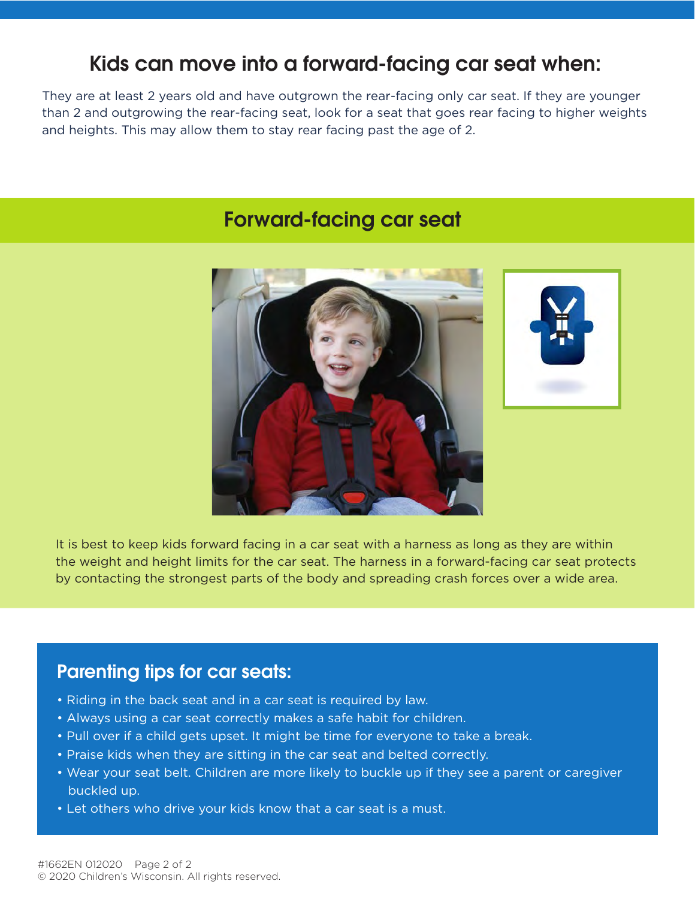## Kids can move into a forward-facing car seat when:

They are at least 2 years old and have outgrown the rear-facing only car seat. If they are younger than 2 and outgrowing the rear-facing seat, look for a seat that goes rear facing to higher weights and heights. This may allow them to stay rear facing past the age of 2.

## Forward-facing car seat

It is best to keep kids forward facing in a car seat with a harness as long as they are within the weight and height limits for the car seat. The harness in a forward-facing car seat protects by contacting the strongest parts of the body and spreading crash forces over a wide area.

### Parenting tips for car seats:

- Riding in the back seat and in a car seat is required by law.
- Always using a car seat correctly makes a safe habit for children.
- Pull over if a child gets upset. It might be time for everyone to take a break.
- Praise kids when they are sitting in the car seat and belted correctly.
- Wear your seat belt. Children are more likely to buckle up if they see a parent or caregiver buckled up.
- Let others who drive your kids know that a car seat is a must.

#1662EN 012020

© 2020 Children's Wisconsin. All rights reserved.